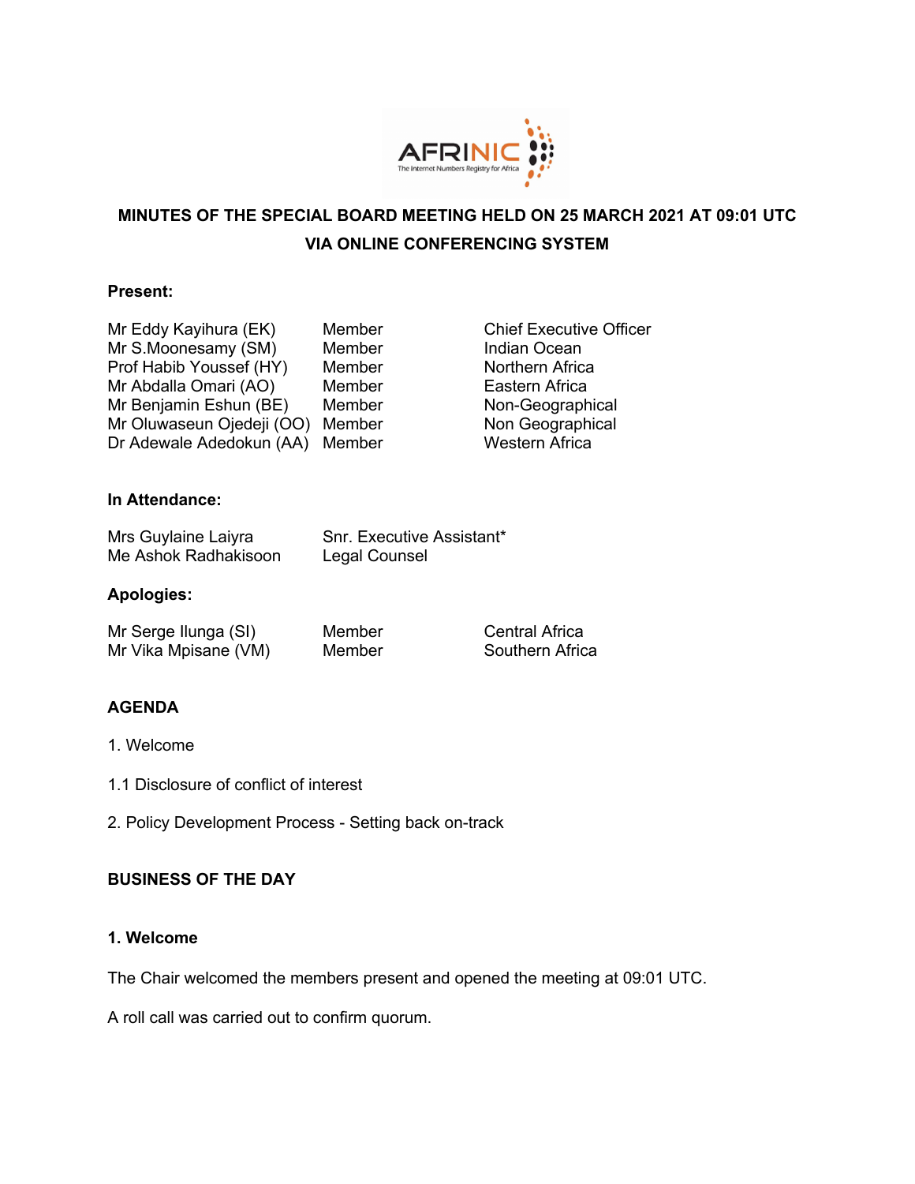**MINUTES OF THE SPECIAL BOARD MEETING HELD ON 25 MARCH 2021 AT 09:01 UTC VIA ONLINE CONFERENCING SYSTEM**

**Present:**

| | | |
|---|---|---|
| Mr Eddy Kayihura (EK) | Member | Chief Executive Officer |
| Mr S.Moonesamy (SM) | Member | Indian Ocean |
| Prof Habib Youssef (HY) | Member | Northern Africa |
| Mr Abdalla Omari (AO) | Member | Eastern Africa |
| Mr Benjamin Eshun (BE) | Member | Non-Geographical |
| Mr Oluwaseun Ojedeji (OO) | Member | Non Geographical |
| Dr Adewale Adedokun (AA) | Member | Western Africa |

**In Attendance:**

| | |
|---|---|
| Mrs Guylaine Laiyra | Snr. Executive Assistant* |
| Me Ashok Radhakisoon | Legal Counsel |

**Apologies:**

| | | |
|---|---|---|
| Mr Serge Ilunga (SI) | Member | Central Africa |
| Mr Vika Mpisane (VM) | Member | Southern Africa |

**AGENDA**

1. Welcome

1.1 Disclosure of conflict of interest

2. Policy Development Process - Setting back on-track

**BUSINESS OF THE DAY**

**1. Welcome**

The Chair welcomed the members present and opened the meeting at 09:01 UTC.

A roll call was carried out to confirm quorum.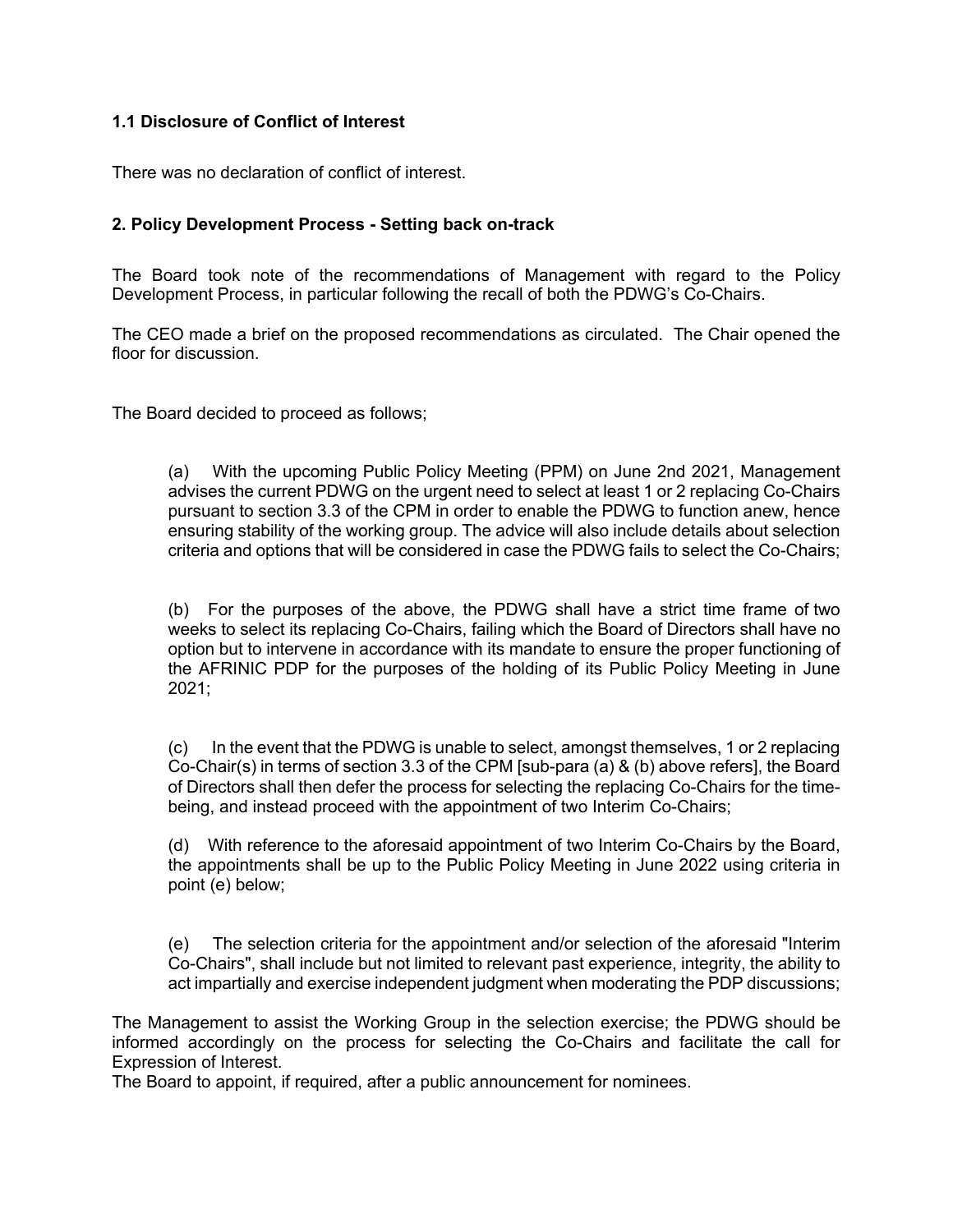### 1.1 Disclosure of Conflict of Interest

There was no declaration of conflict of interest.

### 2. Policy Development Process - Setting back on-track

The Board took note of the recommendations of Management with regard to the Policy Development Process, in particular following the recall of both the PDWG's Co-Chairs.

The CEO made a brief on the proposed recommendations as circulated. The Chair opened the floor for discussion.

The Board decided to proceed as follows;

(a) With the upcoming Public Policy Meeting (PPM) on June 2nd 2021, Management advises the current PDWG on the urgent need to select at least 1 or 2 replacing Co-Chairs pursuant to section 3.3 of the CPM in order to enable the PDWG to function anew, hence ensuring stability of the working group. The advice will also include details about selection criteria and options that will be considered in case the PDWG fails to select the Co-Chairs;

(b) For the purposes of the above, the PDWG shall have a strict time frame of two weeks to select its replacing Co-Chairs, failing which the Board of Directors shall have no option but to intervene in accordance with its mandate to ensure the proper functioning of the AFRINIC PDP for the purposes of the holding of its Public Policy Meeting in June 2021;

(c) In the event that the PDWG is unable to select, amongst themselves, 1 or 2 replacing Co-Chair(s) in terms of section 3.3 of the CPM [sub-para (a) & (b) above refers], the Board of Directors shall then defer the process for selecting the replacing Co-Chairs for the time-being, and instead proceed with the appointment of two Interim Co-Chairs;

(d) With reference to the aforesaid appointment of two Interim Co-Chairs by the Board, the appointments shall be up to the Public Policy Meeting in June 2022 using criteria in point (e) below;

(e) The selection criteria for the appointment and/or selection of the aforesaid "Interim Co-Chairs", shall include but not limited to relevant past experience, integrity, the ability to act impartially and exercise independent judgment when moderating the PDP discussions;

The Management to assist the Working Group in the selection exercise; the PDWG should be informed accordingly on the process for selecting the Co-Chairs and facilitate the call for Expression of Interest.
The Board to appoint, if required, after a public announcement for nominees.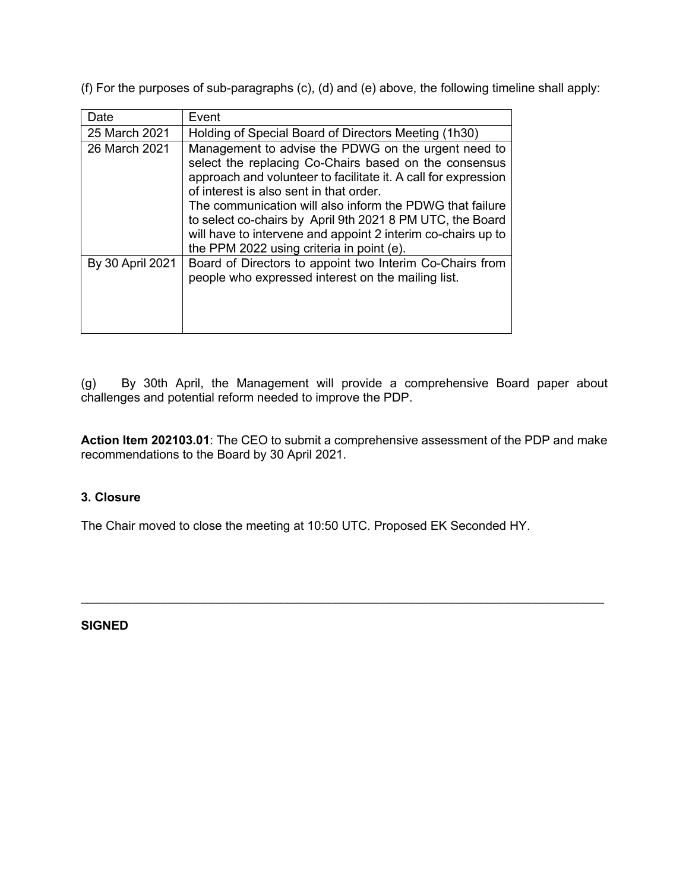(f) For the purposes of sub-paragraphs (c), (d) and (e) above, the following timeline shall apply:

| Date | Event |
| --- | --- |
| 25 March 2021 | Holding of Special Board of Directors Meeting (1h30) |
| 26 March 2021 | Management to advise the PDWG on the urgent need to select the replacing Co-Chairs based on the consensus approach and volunteer to facilitate it. A call for expression of interest is also sent in that order.<br>The communication will also inform the PDWG that failure to select co-chairs by April 9th 2021 8 PM UTC, the Board will have to intervene and appoint 2 interim co-chairs up to the PPM 2022 using criteria in point (e). |
| By 30 April 2021 | Board of Directors to appoint two Interim Co-Chairs from people who expressed interest on the mailing list. |

(g) By 30th April, the Management will provide a comprehensive Board paper about challenges and potential reform needed to improve the PDP.

**Action Item 202103.01**: The CEO to submit a comprehensive assessment of the PDP and make recommendations to the Board by 30 April 2021.

### 3. Closure

The Chair moved to close the meeting at 10:50 UTC. Proposed EK Seconded HY.

---

**SIGNED**